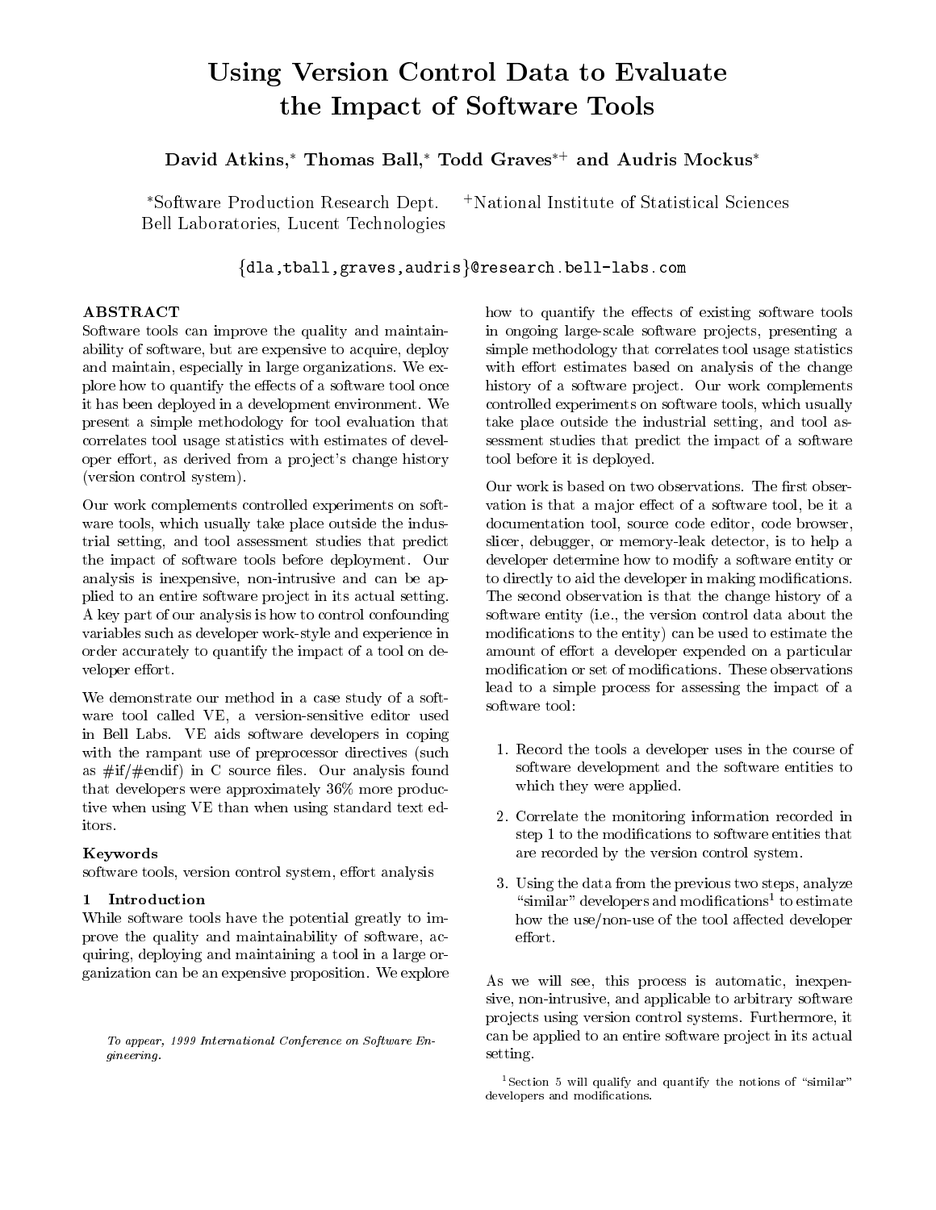# Using Version Control Data to Evaluate the Impact of Software Tools

**David Atkins,* Thomas Ball,* Todd Graves*+ and Audris Mockus***

*Software Production Research Dept.
Bell Laboratories, Lucent Technologies

+National Institute of Statistical Sciences

{dla,tball,graves,audris}@research.bell-labs.com

### ABSTRACT

Software tools can improve the quality and maintainability of software, but are expensive to acquire, deploy and maintain, especially in large organizations. We explore how to quantify the effects of a software tool once it has been deployed in a development environment. We present a simple methodology for tool evaluation that correlates tool usage statistics with estimates of developer effort, as derived from a project's change history (version control system).

Our work complements controlled experiments on software tools, which usually take place outside the industrial setting, and tool assessment studies that predict the impact of software tools before deployment. Our analysis is inexpensive, non-intrusive and can be applied to an entire software project in its actual setting. A key part of our analysis is how to control confounding variables such as developer work-style and experience in order accurately to quantify the impact of a tool on developer effort.

We demonstrate our method in a case study of a software tool called VE, a version-sensitive editor used in Bell Labs. VE aids software developers in coping with the rampant use of preprocessor directives (such as #if/#endif) in C source files. Our analysis found that developers were approximately 36% more productive when using VE than when using standard text editors.

#### Keywords

software tools, version control system, effort analysis

## 1 Introduction

While software tools have the potential greatly to improve the quality and maintainability of software, acquiring, deploying and maintaining a tool in a large organization can be an expensive proposition. We explore how to quantify the effects of existing software tools in ongoing large-scale software projects, presenting a simple methodology that correlates tool usage statistics with effort estimates based on analysis of the change history of a software project. Our work complements controlled experiments on software tools, which usually take place outside the industrial setting, and tool assessment studies that predict the impact of a software tool before it is deployed.

Our work is based on two observations. The first observation is that a major effect of a software tool, be it a documentation tool, source code editor, code browser, slicer, debugger, or memory-leak detector, is to help a developer determine how to modify a software entity or to directly to aid the developer in making modifications. The second observation is that the change history of a software entity (i.e., the version control data about the modifications to the entity) can be used to estimate the amount of effort a developer expended on a particular modification or set of modifications. These observations lead to a simple process for assessing the impact of a software tool:

1. Record the tools a developer uses in the course of software development and the software entities to which they were applied.
2. Correlate the monitoring information recorded in step 1 to the modifications to software entities that are recorded by the version control system.
3. Using the data from the previous two steps, analyze "similar" developers and modifications[1] to estimate how the use/non-use of the tool affected developer effort.

As we will see, this process is automatic, inexpensive, non-intrusive, and applicable to arbitrary software projects using version control systems. Furthermore, it can be applied to an entire software project in its actual setting.

*To appear, 1999 International Conference on Software Engineering.*

[1] Section 5 will qualify and quantify the notions of "similar" developers and modifications.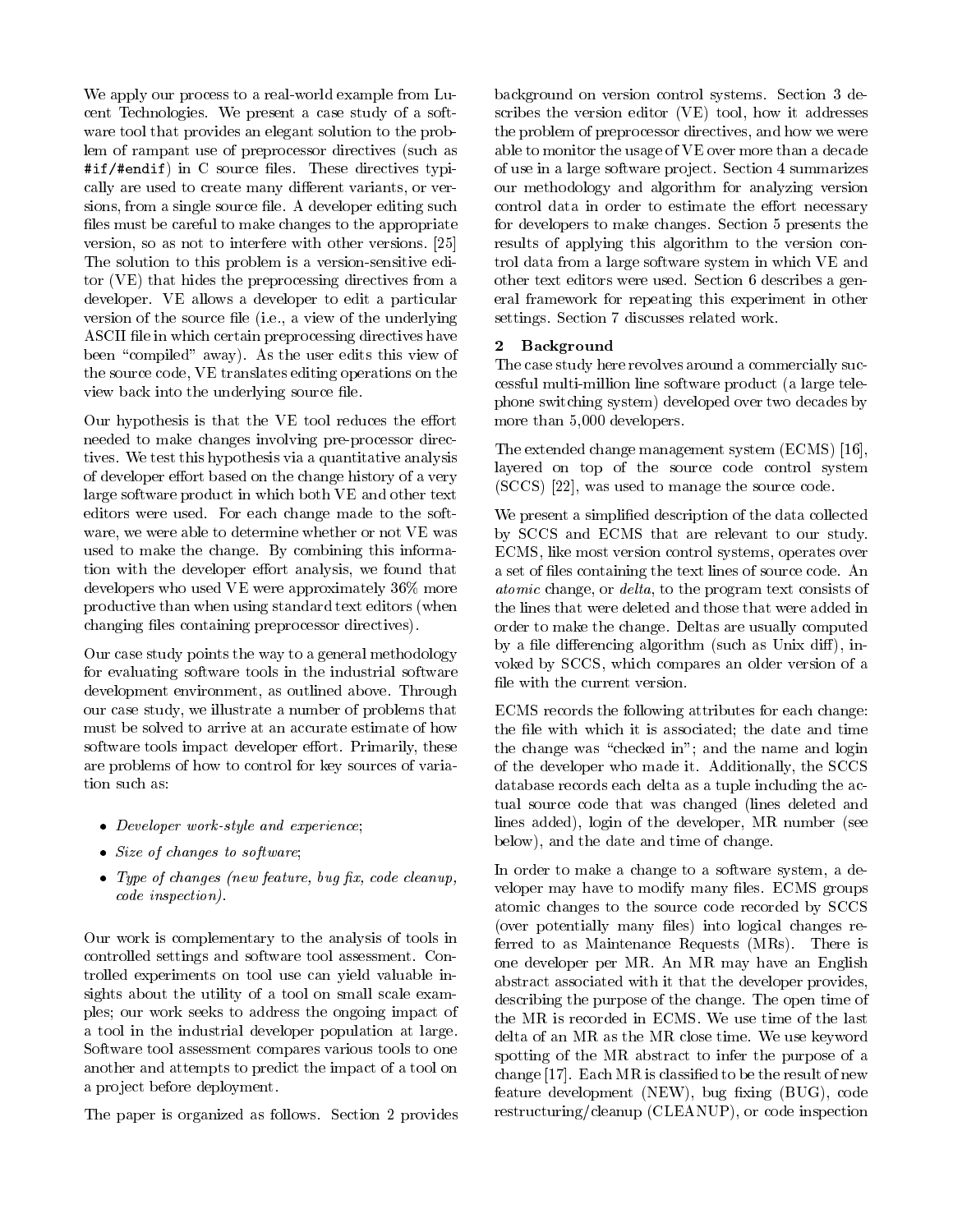We apply our process to a real-world example from Lucent Technologies. We present a case study of a software tool that provides an elegant solution to the problem of rampant use of preprocessor directives (such as `#if/#endif`) in C source files. These directives typically are used to create many different variants, or versions, from a single source file. A developer editing such files must be careful to make changes to the appropriate version, so as not to interfere with other versions. [25] The solution to this problem is a version-sensitive editor (VE) that hides the preprocessing directives from a developer. VE allows a developer to edit a particular version of the source file (i.e., a view of the underlying ASCII file in which certain preprocessing directives have been "compiled" away). As the user edits this view of the source code, VE translates editing operations on the view back into the underlying source file.

Our hypothesis is that the VE tool reduces the effort needed to make changes involving pre-processor directives. We test this hypothesis via a quantitative analysis of developer effort based on the change history of a very large software product in which both VE and other text editors were used. For each change made to the software, we were able to determine whether or not VE was used to make the change. By combining this information with the developer effort analysis, we found that developers who used VE were approximately 36% more productive than when using standard text editors (when changing files containing preprocessor directives).

Our case study points the way to a general methodology for evaluating software tools in the industrial software development environment, as outlined above. Through our case study, we illustrate a number of problems that must be solved to arrive at an accurate estimate of how software tools impact developer effort. Primarily, these are problems of how to control for key sources of variation such as:

- *Developer work-style and experience*;
- *Size of changes to software*;
- *Type of changes (new feature, bug fix, code cleanup, code inspection)*.

Our work is complementary to the analysis of tools in controlled settings and software tool assessment. Controlled experiments on tool use can yield valuable insights about the utility of a tool on small scale examples; our work seeks to address the ongoing impact of a tool in the industrial developer population at large. Software tool assessment compares various tools to one another and attempts to predict the impact of a tool on a project before deployment.

The paper is organized as follows. Section 2 provides background on version control systems. Section 3 describes the version editor (VE) tool, how it addresses the problem of preprocessor directives, and how we were able to monitor the usage of VE over more than a decade of use in a large software project. Section 4 summarizes our methodology and algorithm for analyzing version control data in order to estimate the effort necessary for developers to make changes. Section 5 presents the results of applying this algorithm to the version control data from a large software system in which VE and other text editors were used. Section 6 describes a general framework for repeating this experiment in other settings. Section 7 discusses related work.

## 2 Background

The case study here revolves around a commercially successful multi-million line software product (a large telephone switching system) developed over two decades by more than 5,000 developers.

The extended change management system (ECMS) [16], layered on top of the source code control system (SCCS) [22], was used to manage the source code.

We present a simplified description of the data collected by SCCS and ECMS that are relevant to our study. ECMS, like most version control systems, operates over a set of files containing the text lines of source code. An *atomic* change, or *delta*, to the program text consists of the lines that were deleted and those that were added in order to make the change. Deltas are usually computed by a file differencing algorithm (such as Unix diff), invoked by SCCS, which compares an older version of a file with the current version.

ECMS records the following attributes for each change: the file with which it is associated; the date and time the change was "checked in"; and the name and login of the developer who made it. Additionally, the SCCS database records each delta as a tuple including the actual source code that was changed (lines deleted and lines added), login of the developer, MR number (see below), and the date and time of change.

In order to make a change to a software system, a developer may have to modify many files. ECMS groups atomic changes to the source code recorded by SCCS (over potentially many files) into logical changes referred to as Maintenance Requests (MRs). There is one developer per MR. An MR may have an English abstract associated with it that the developer provides, describing the purpose of the change. The open time of the MR is recorded in ECMS. We use time of the last delta of an MR as the MR close time. We use keyword spotting of the MR abstract to infer the purpose of a change [17]. Each MR is classified to be the result of new feature development (NEW), bug fixing (BUG), code restructuring/cleanup (CLEANUP), or code inspection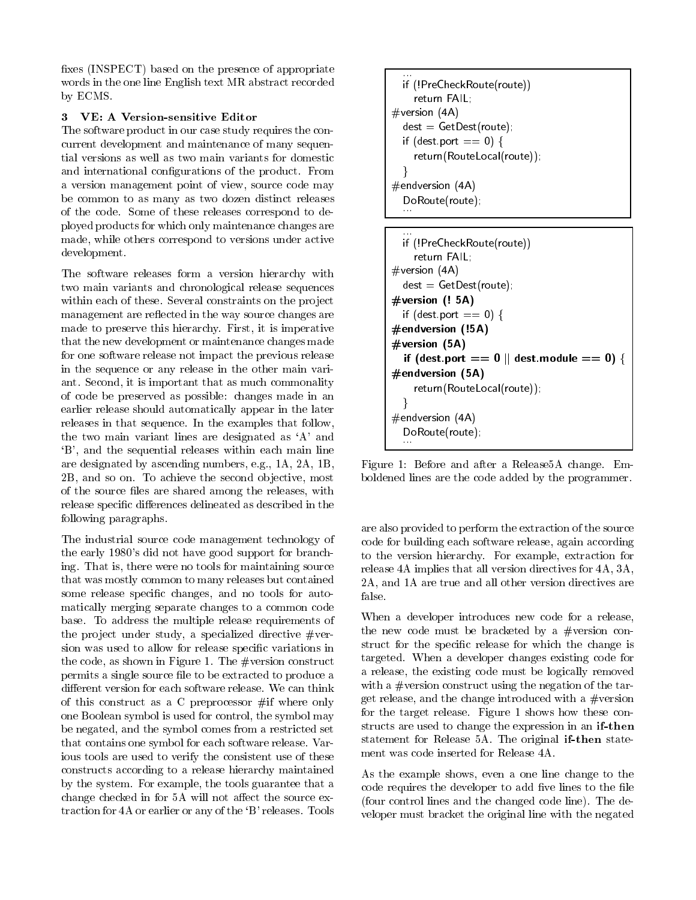fixes (INSPECT) based on the presence of appropriate words in the one line English text MR abstract recorded by ECMS.

## 3 VE: A Version-sensitive Editor

The software product in our case study requires the concurrent development and maintenance of many sequential versions as well as two main variants for domestic and international configurations of the product. From a version management point of view, source code may be common to as many as two dozen distinct releases of the code. Some of these releases correspond to deployed products for which only maintenance changes are made, while others correspond to versions under active development.

The software releases form a version hierarchy with two main variants and chronological release sequences within each of these. Several constraints on the project management are reflected in the way source changes are made to preserve this hierarchy. First, it is imperative that the new development or maintenance changes made for one software release not impact the previous release in the sequence or any release in the other main variant. Second, it is important that as much commonality of code be preserved as possible: changes made in an earlier release should automatically appear in the later releases in that sequence. In the examples that follow, the two main variant lines are designated as 'A' and 'B', and the sequential releases within each main line are designated by ascending numbers, e.g., 1A, 2A, 1B, 2B, and so on. To achieve the second objective, most of the source files are shared among the releases, with release specific differences delineated as described in the following paragraphs.

The industrial source code management technology of the early 1980's did not have good support for branching. That is, there were no tools for maintaining source that was mostly common to many releases but contained some release specific changes, and no tools for automatically merging separate changes to a common code base. To address the multiple release requirements of the project under study, a specialized directive #version was used to allow for release specific variations in the code, as shown in Figure 1. The #version construct permits a single source file to be extracted to produce a different version for each software release. We can think of this construct as a C preprocessor #if where only one Boolean symbol is used for control, the symbol may be negated, and the symbol comes from a restricted set that contains one symbol for each software release. Various tools are used to verify the consistent use of these constructs according to a release hierarchy maintained by the system. For example, the tools guarantee that a change checked in for 5A will not affect the source extraction for 4A or earlier or any of the 'B' releases. Tools

```
  ...
  if (!PreCheckRoute(route))
    return FAIL;
#version (4A)
  dest = GetDest(route);
  if (dest.port == 0) {
    return(RouteLocal(route));
  }
#endversion (4A)
  DoRoute(route);
  ...
```

```
  ...
  if (!PreCheckRoute(route))
    return FAIL;
#version (4A)
  dest = GetDest(route);
#version (! 5A)
  if (dest.port == 0) {
#endversion (!5A)
#version (5A)
  if (dest.port == 0 || dest.module == 0) {
#endversion (5A)
    return(RouteLocal(route));
  }
#endversion (4A)
  DoRoute(route);
  ...
```

Figure 1: Before and after a Release5A change. Emboldened lines are the code added by the programmer.

are also provided to perform the extraction of the source code for building each software release, again according to the version hierarchy. For example, extraction for release 4A implies that all version directives for 4A, 3A, 2A, and 1A are true and all other version directives are false.

When a developer introduces new code for a release, the new code must be bracketed by a #version construct for the specific release for which the change is targeted. When a developer changes existing code for a release, the existing code must be logically removed with a #version construct using the negation of the target release, and the change introduced with a #version for the target release. Figure 1 shows how these constructs are used to change the expression in an **if-then** statement for Release 5A. The original **if-then** statement was code inserted for Release 4A.

As the example shows, even a one line change to the code requires the developer to add five lines to the file (four control lines and the changed code line). The developer must bracket the original line with the negated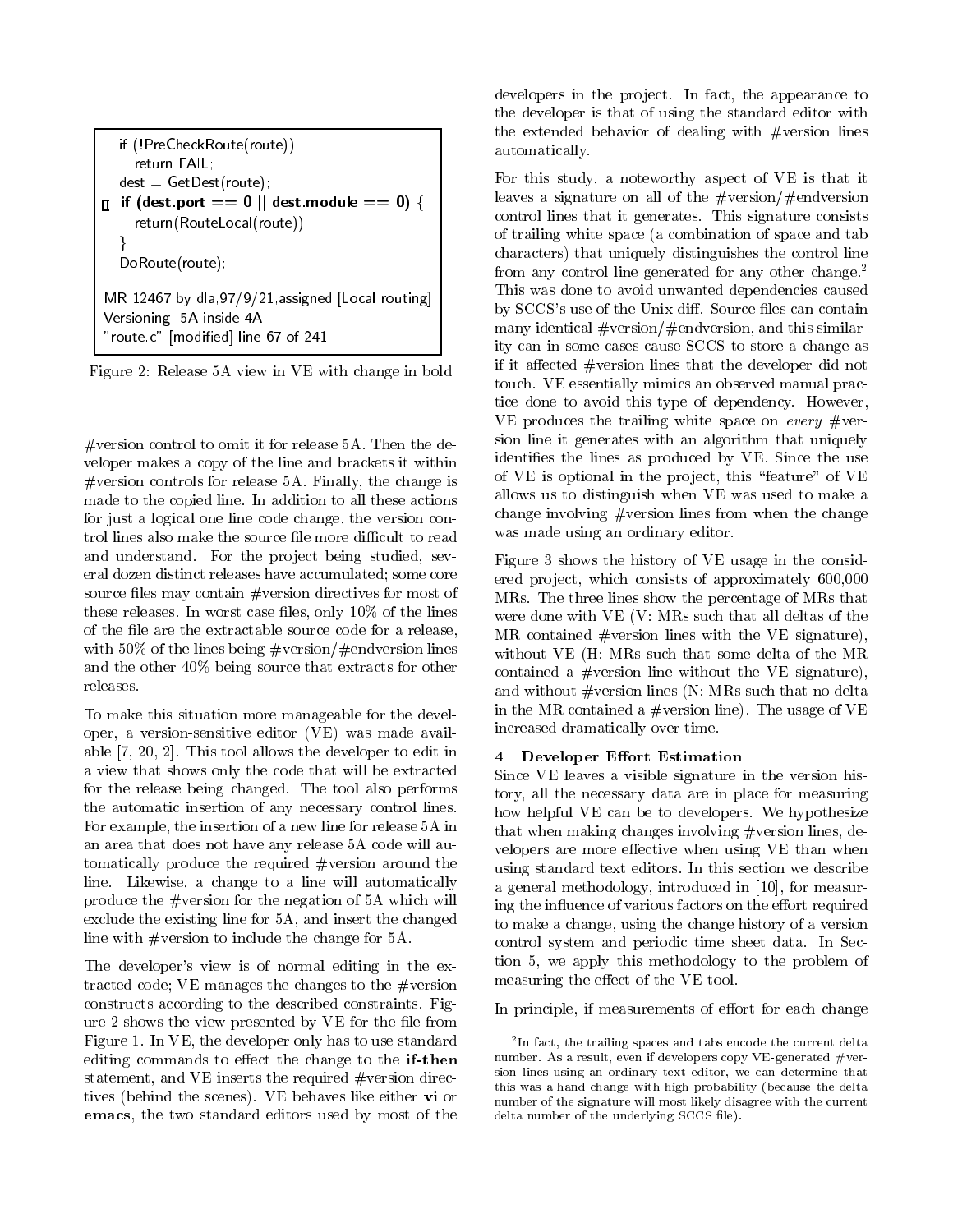```
   if (!PreCheckRoute(route))
      return FAIL;
   dest = GetDest(route);
[] if (dest.port == 0 || dest.module == 0) {
      return(RouteLocal(route));
   }
   DoRoute(route);

MR 12467 by dla,97/9/21,assigned [Local routing]
Versioning: 5A inside 4A
"route.c" [modified] line 67 of 241
```

Figure 2: Release 5A view in VE with change in bold

#version control to omit it for release 5A. Then the developer makes a copy of the line and brackets it within #version controls for release 5A. Finally, the change is made to the copied line. In addition to all these actions for just a logical one line code change, the version control lines also make the source file more difficult to read and understand. For the project being studied, several dozen distinct releases have accumulated; some core source files may contain #version directives for most of these releases. In worst case files, only 10% of the lines of the file are the extractable source code for a release, with 50% of the lines being #version/#endversion lines and the other 40% being source that extracts for other releases.

To make this situation more manageable for the developer, a version-sensitive editor (VE) was made available [7, 20, 2]. This tool allows the developer to edit in a view that shows only the code that will be extracted for the release being changed. The tool also performs the automatic insertion of any necessary control lines. For example, the insertion of a new line for release 5A in an area that does not have any release 5A code will automatically produce the required #version around the line. Likewise, a change to a line will automatically produce the #version for the negation of 5A which will exclude the existing line for 5A, and insert the changed line with #version to include the change for 5A.

The developer's view is of normal editing in the extracted code; VE manages the changes to the #version constructs according to the described constraints. Figure 2 shows the view presented by VE for the file from Figure 1. In VE, the developer only has to use standard editing commands to effect the change to the **if-then** statement, and VE inserts the required #version directives (behind the scenes). VE behaves like either **vi** or **emacs**, the two standard editors used by most of the developers in the project. In fact, the appearance to the developer is that of using the standard editor with the extended behavior of dealing with #version lines automatically.

For this study, a noteworthy aspect of VE is that it leaves a signature on all of the #version/#endversion control lines that it generates. This signature consists of trailing white space (a combination of space and tab characters) that uniquely distinguishes the control line from any control line generated for any other change.[2] This was done to avoid unwanted dependencies caused by SCCS's use of the Unix diff. Source files can contain many identical #version/#endversion, and this similarity can in some cases cause SCCS to store a change as if it affected #version lines that the developer did not touch. VE essentially mimics an observed manual practice done to avoid this type of dependency. However, VE produces the trailing white space on *every* #version line it generates with an algorithm that uniquely identifies the lines as produced by VE. Since the use of VE is optional in the project, this "feature" of VE allows us to distinguish when VE was used to make a change involving #version lines from when the change was made using an ordinary editor.

Figure 3 shows the history of VE usage in the considered project, which consists of approximately 600,000 MRs. The three lines show the percentage of MRs that were done with VE (V: MRs such that all deltas of the MR contained #version lines with the VE signature), without VE (H: MRs such that some delta of the MR contained a #version line without the VE signature), and without #version lines (N: MRs such that no delta in the MR contained a #version line). The usage of VE increased dramatically over time.

## 4 Developer Effort Estimation

Since VE leaves a visible signature in the version history, all the necessary data are in place for measuring how helpful VE can be to developers. We hypothesize that when making changes involving #version lines, developers are more effective when using VE than when using standard text editors. In this section we describe a general methodology, introduced in [10], for measuring the influence of various factors on the effort required to make a change, using the change history of a version control system and periodic time sheet data. In Section 5, we apply this methodology to the problem of measuring the effect of the VE tool.

In principle, if measurements of effort for each change

[2] In fact, the trailing spaces and tabs encode the current delta number. As a result, even if developers copy VE-generated #version lines using an ordinary text editor, we can determine that this was a hand change with high probability (because the delta number of the signature will most likely disagree with the current delta number of the underlying SCCS file).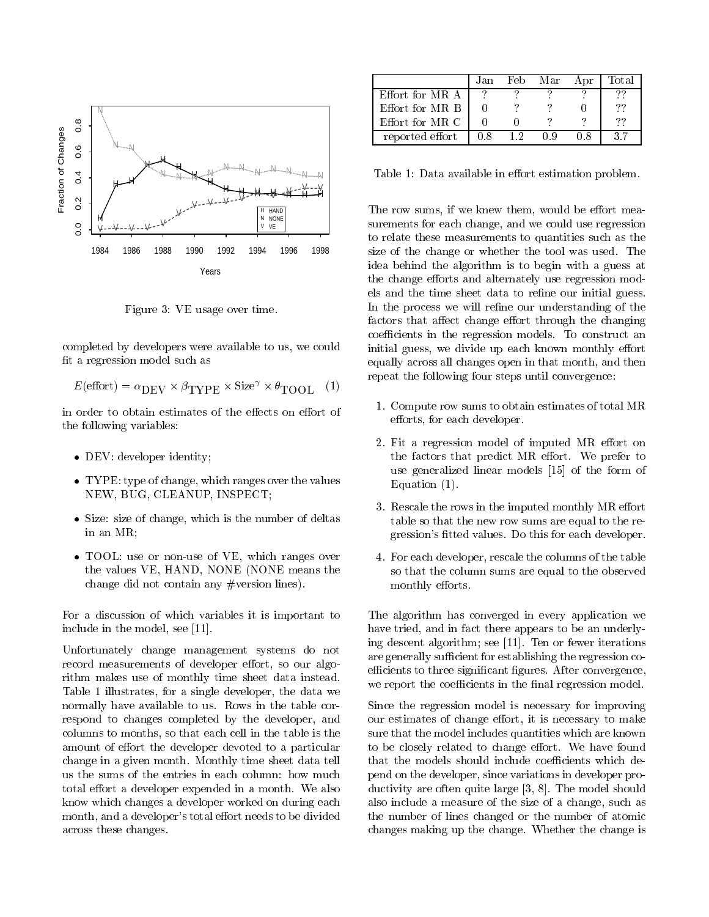Figure 3: VE usage over time.

completed by developers were available to us, we could fit a regression model such as

$$E(\text{effort}) = \alpha_{\text{DEV}} \times \beta_{\text{TYPE}} \times \text{Size}^{\gamma} \times \theta_{\text{TOOL}} \quad (1)$$

in order to obtain estimates of the effects on effort of the following variables:

- DEV: developer identity;
- TYPE: type of change, which ranges over the values NEW, BUG, CLEANUP, INSPECT;
- Size: size of change, which is the number of deltas in an MR;
- TOOL: use or non-use of VE, which ranges over the values VE, HAND, NONE (NONE means the change did not contain any #version lines).

For a discussion of which variables it is important to include in the model, see [11].

Unfortunately change management systems do not record measurements of developer effort, so our algorithm makes use of monthly time sheet data instead. Table 1 illustrates, for a single developer, the data we normally have available to us. Rows in the table correspond to changes completed by the developer, and columns to months, so that each cell in the table is the amount of effort the developer devoted to a particular change in a given month. Monthly time sheet data tell us the sums of the entries in each column: how much total effort a developer expended in a month. We also know which changes a developer worked on during each month, and a developer's total effort needs to be divided across these changes.

| | Jan | Feb | Mar | Apr | Total |
|---|---|---|---|---|---|
| Effort for MR A | ? | ? | ? | ? | ?? |
| Effort for MR B | 0 | ? | ? | 0 | ?? |
| Effort for MR C | 0 | 0 | ? | ? | ?? |
| reported effort | 0.8 | 1.2 | 0.9 | 0.8 | 3.7 |

Table 1: Data available in effort estimation problem.

The row sums, if we knew them, would be effort measurements for each change, and we could use regression to relate these measurements to quantities such as the size of the change or whether the tool was used. The idea behind the algorithm is to begin with a guess at the change efforts and alternately use regression models and the time sheet data to refine our initial guess. In the process we will refine our understanding of the factors that affect change effort through the changing coefficients in the regression models. To construct an initial guess, we divide up each known monthly effort equally across all changes open in that month, and then repeat the following four steps until convergence:

1. Compute row sums to obtain estimates of total MR efforts, for each developer.
2. Fit a regression model of imputed MR effort on the factors that predict MR effort. We prefer to use generalized linear models [15] of the form of Equation (1).
3. Rescale the rows in the imputed monthly MR effort table so that the new row sums are equal to the regression's fitted values. Do this for each developer.
4. For each developer, rescale the columns of the table so that the column sums are equal to the observed monthly efforts.

The algorithm has converged in every application we have tried, and in fact there appears to be an underlying descent algorithm; see [11]. Ten or fewer iterations are generally sufficient for establishing the regression coefficients to three significant figures. After convergence, we report the coefficients in the final regression model.

Since the regression model is necessary for improving our estimates of change effort, it is necessary to make sure that the model includes quantities which are known to be closely related to change effort. We have found that the models should include coefficients which depend on the developer, since variations in developer productivity are often quite large [3, 8]. The model should also include a measure of the size of a change, such as the number of lines changed or the number of atomic changes making up the change. Whether the change is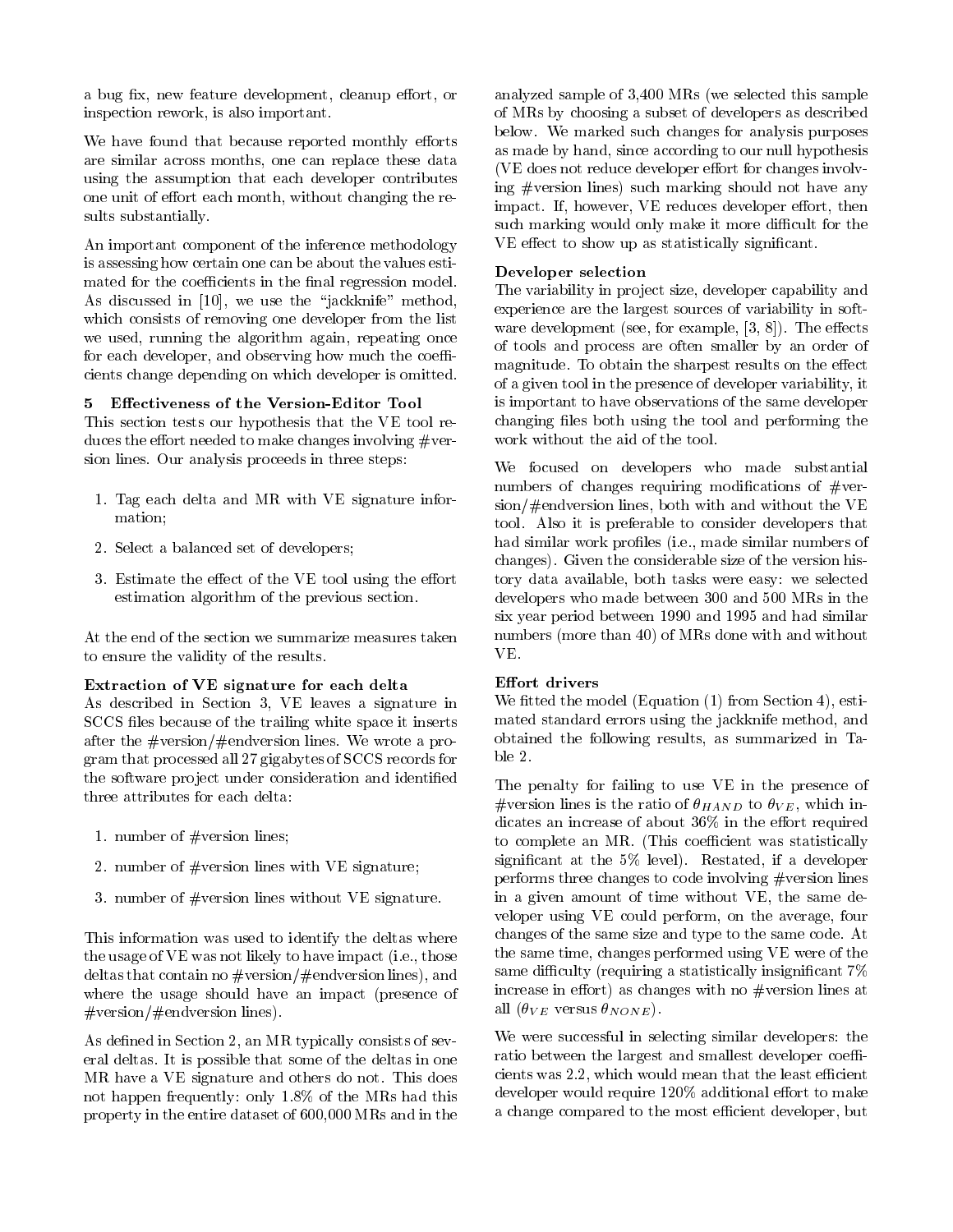a bug fix, new feature development, cleanup effort, or inspection rework, is also important.

We have found that because reported monthly efforts are similar across months, one can replace these data using the assumption that each developer contributes one unit of effort each month, without changing the results substantially.

An important component of the inference methodology is assessing how certain one can be about the values estimated for the coefficients in the final regression model. As discussed in [10], we use the "jackknife" method, which consists of removing one developer from the list we used, running the algorithm again, repeating once for each developer, and observing how much the coefficients change depending on which developer is omitted.

## 5 Effectiveness of the Version-Editor Tool

This section tests our hypothesis that the VE tool reduces the effort needed to make changes involving #version lines. Our analysis proceeds in three steps:

1. Tag each delta and MR with VE signature information;
2. Select a balanced set of developers;
3. Estimate the effect of the VE tool using the effort estimation algorithm of the previous section.

At the end of the section we summarize measures taken to ensure the validity of the results.

**Extraction of VE signature for each delta**

As described in Section 3, VE leaves a signature in SCCS files because of the trailing white space it inserts after the #version/#endversion lines. We wrote a program that processed all 27 gigabytes of SCCS records for the software project under consideration and identified three attributes for each delta:

1. number of #version lines;
2. number of #version lines with VE signature;
3. number of #version lines without VE signature.

This information was used to identify the deltas where the usage of VE was not likely to have impact (i.e., those deltas that contain no #version/#endversion lines), and where the usage should have an impact (presence of #version/#endversion lines).

As defined in Section 2, an MR typically consists of several deltas. It is possible that some of the deltas in one MR have a VE signature and others do not. This does not happen frequently: only 1.8% of the MRs had this property in the entire dataset of 600,000 MRs and in the analyzed sample of 3,400 MRs (we selected this sample of MRs by choosing a subset of developers as described below. We marked such changes for analysis purposes as made by hand, since according to our null hypothesis (VE does not reduce developer effort for changes involving #version lines) such marking should not have any impact. If, however, VE reduces developer effort, then such marking would only make it more difficult for the VE effect to show up as statistically significant.

**Developer selection**

The variability in project size, developer capability and experience are the largest sources of variability in software development (see, for example, [3, 8]). The effects of tools and process are often smaller by an order of magnitude. To obtain the sharpest results on the effect of a given tool in the presence of developer variability, it is important to have observations of the same developer changing files both using the tool and performing the work without the aid of the tool.

We focused on developers who made substantial numbers of changes requiring modifications of #version/#endversion lines, both with and without the VE tool. Also it is preferable to consider developers that had similar work profiles (i.e., made similar numbers of changes). Given the considerable size of the version history data available, both tasks were easy: we selected developers who made between 300 and 500 MRs in the six year period between 1990 and 1995 and had similar numbers (more than 40) of MRs done with and without VE.

**Effort drivers**

We fitted the model (Equation (1) from Section 4), estimated standard errors using the jackknife method, and obtained the following results, as summarized in Table 2.

The penalty for failing to use VE in the presence of #version lines is the ratio of $\theta_{HAND}$ to $\theta_{VE}$, which indicates an increase of about 36% in the effort required to complete an MR. (This coefficient was statistically significant at the 5% level). Restated, if a developer performs three changes to code involving #version lines in a given amount of time without VE, the same developer using VE could perform, on the average, four changes of the same size and type to the same code. At the same time, changes performed using VE were of the same difficulty (requiring a statistically insignificant 7% increase in effort) as changes with no #version lines at all ($\theta_{VE}$ versus $\theta_{NONE}$).

We were successful in selecting similar developers: the ratio between the largest and smallest developer coefficients was 2.2, which would mean that the least efficient developer would require 120% additional effort to make a change compared to the most efficient developer, but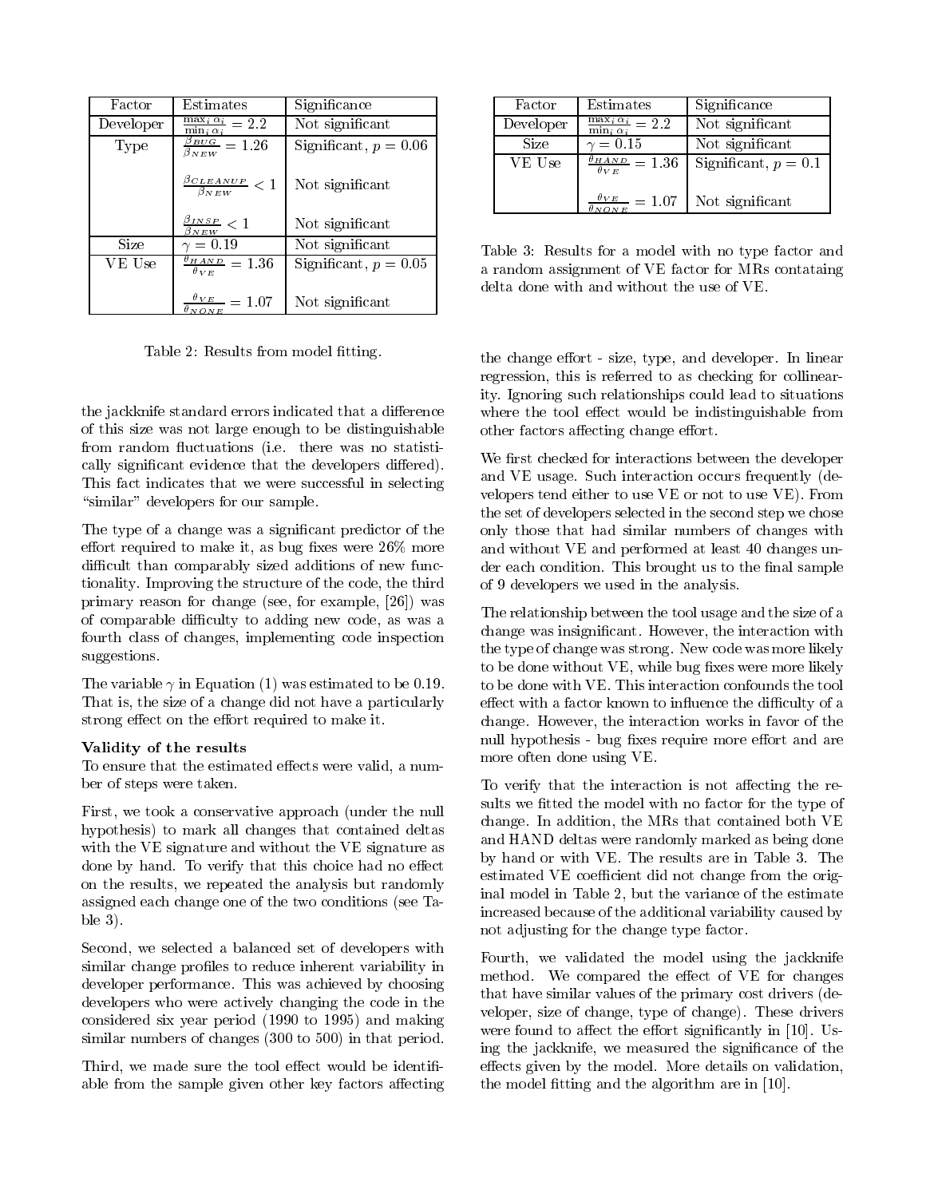| Factor | Estimates | Significance |
|---|---|---|
| Developer | $\frac{\max_i \alpha_i}{\min_i \alpha_i} = 2.2$ | Not significant |
| Type | $\frac{\beta_{BUG}}{\beta_{NEW}} = 1.26$ | Significant, $p = 0.06$ |
| | $\frac{\beta_{CLEANUP}}{\beta_{NEW}} < 1$ | Not significant |
| | $\frac{\beta_{INSP}}{\beta_{NEW}} < 1$ | Not significant |
| Size | $\gamma = 0.19$ | Not significant |
| VE Use | $\frac{\theta_{HAND}}{\theta_{VE}} = 1.36$ | Significant, $p = 0.05$ |
| | $\frac{\theta_{VE}}{\theta_{NONE}} = 1.07$ | Not significant |

Table 2: Results from model fitting.

the jackknife standard errors indicated that a difference of this size was not large enough to be distinguishable from random fluctuations (i.e. there was no statistically significant evidence that the developers differed). This fact indicates that we were successful in selecting "similar" developers for our sample.

The type of a change was a significant predictor of the effort required to make it, as bug fixes were 26% more difficult than comparably sized additions of new functionality. Improving the structure of the code, the third primary reason for change (see, for example, [26]) was of comparable difficulty to adding new code, as was a fourth class of changes, implementing code inspection suggestions.

The variable $\gamma$ in Equation (1) was estimated to be 0.19. That is, the size of a change did not have a particularly strong effect on the effort required to make it.

**Validity of the results**

To ensure that the estimated effects were valid, a number of steps were taken.

First, we took a conservative approach (under the null hypothesis) to mark all changes that contained deltas with the VE signature and without the VE signature as done by hand. To verify that this choice had no effect on the results, we repeated the analysis but randomly assigned each change one of the two conditions (see Table 3).

Second, we selected a balanced set of developers with similar change profiles to reduce inherent variability in developer performance. This was achieved by choosing developers who were actively changing the code in the considered six year period (1990 to 1995) and making similar numbers of changes (300 to 500) in that period.

Third, we made sure the tool effect would be identifiable from the sample given other key factors affecting the change effort - size, type, and developer. In linear regression, this is referred to as checking for collinearity. Ignoring such relationships could lead to situations where the tool effect would be indistinguishable from other factors affecting change effort.

| Factor | Estimates | Significance |
|---|---|---|
| Developer | $\frac{\max_i \alpha_i}{\min_i \alpha_i} = 2.2$ | Not significant |
| Size | $\gamma = 0.15$ | Not significant |
| VE Use | $\frac{\theta_{HAND}}{\theta_{VE}} = 1.36$ | Significant, $p = 0.1$ |
| | $\frac{\theta_{VE}}{\theta_{NONE}} = 1.07$ | Not significant |

Table 3: Results for a model with no type factor and a random assignment of VE factor for MRs contataing delta done with and without the use of VE.

We first checked for interactions between the developer and VE usage. Such interaction occurs frequently (developers tend either to use VE or not to use VE). From the set of developers selected in the second step we chose only those that had similar numbers of changes with and without VE and performed at least 40 changes under each condition. This brought us to the final sample of 9 developers we used in the analysis.

The relationship between the tool usage and the size of a change was insignificant. However, the interaction with the type of change was strong. New code was more likely to be done without VE, while bug fixes were more likely to be done with VE. This interaction confounds the tool effect with a factor known to influence the difficulty of a change. However, the interaction works in favor of the null hypothesis - bug fixes require more effort and are more often done using VE.

To verify that the interaction is not affecting the results we fitted the model with no factor for the type of change. In addition, the MRs that contained both VE and HAND deltas were randomly marked as being done by hand or with VE. The results are in Table 3. The estimated VE coefficient did not change from the original model in Table 2, but the variance of the estimate increased because of the additional variability caused by not adjusting for the change type factor.

Fourth, we validated the model using the jackknife method. We compared the effect of VE for changes that have similar values of the primary cost drivers (developer, size of change, type of change). These drivers were found to affect the effort significantly in [10]. Using the jackknife, we measured the significance of the effects given by the model. More details on validation, the model fitting and the algorithm are in [10].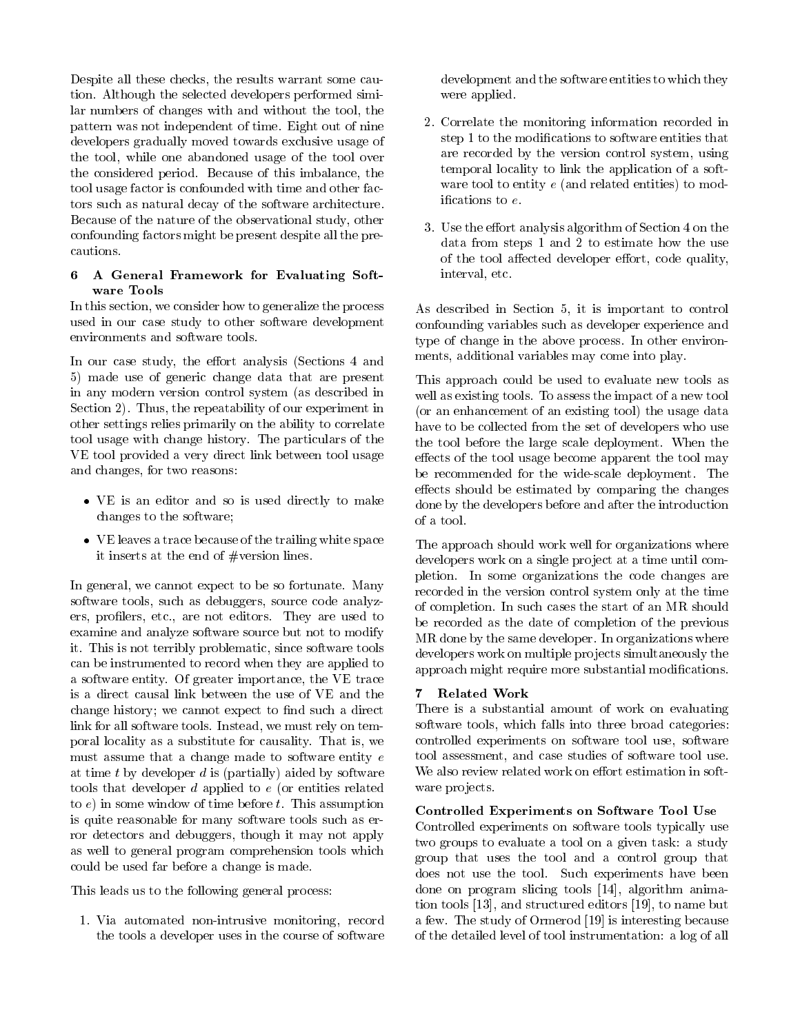Despite all these checks, the results warrant some caution. Although the selected developers performed similar numbers of changes with and without the tool, the pattern was not independent of time. Eight out of nine developers gradually moved towards exclusive usage of the tool, while one abandoned usage of the tool over the considered period. Because of this imbalance, the tool usage factor is confounded with time and other factors such as natural decay of the software architecture. Because of the nature of the observational study, other confounding factors might be present despite all the precautions.

## 6 A General Framework for Evaluating Software Tools

In this section, we consider how to generalize the process used in our case study to other software development environments and software tools.

In our case study, the effort analysis (Sections 4 and 5) made use of generic change data that are present in any modern version control system (as described in Section 2). Thus, the repeatability of our experiment in other settings relies primarily on the ability to correlate tool usage with change history. The particulars of the VE tool provided a very direct link between tool usage and changes, for two reasons:

- VE is an editor and so is used directly to make changes to the software;
- VE leaves a trace because of the trailing white space it inserts at the end of #version lines.

In general, we cannot expect to be so fortunate. Many software tools, such as debuggers, source code analyzers, profilers, etc., are not editors. They are used to examine and analyze software source but not to modify it. This is not terribly problematic, since software tools can be instrumented to record when they are applied to a software entity. Of greater importance, the VE trace is a direct causal link between the use of VE and the change history; we cannot expect to find such a direct link for all software tools. Instead, we must rely on temporal locality as a substitute for causality. That is, we must assume that a change made to software entity $e$ at time $t$ by developer $d$ is (partially) aided by software tools that developer $d$ applied to $e$ (or entities related to $e$) in some window of time before $t$. This assumption is quite reasonable for many software tools such as error detectors and debuggers, though it may not apply as well to general program comprehension tools which could be used far before a change is made.

This leads us to the following general process:

1. Via automated non-intrusive monitoring, record the tools a developer uses in the course of software development and the software entities to which they were applied.
2. Correlate the monitoring information recorded in step 1 to the modifications to software entities that are recorded by the version control system, using temporal locality to link the application of a software tool to entity $e$ (and related entities) to modifications to $e$.
3. Use the effort analysis algorithm of Section 4 on the data from steps 1 and 2 to estimate how the use of the tool affected developer effort, code quality, interval, etc.

As described in Section 5, it is important to control confounding variables such as developer experience and type of change in the above process. In other environments, additional variables may come into play.

This approach could be used to evaluate new tools as well as existing tools. To assess the impact of a new tool (or an enhancement of an existing tool) the usage data have to be collected from the set of developers who use the tool before the large scale deployment. When the effects of the tool usage become apparent the tool may be recommended for the wide-scale deployment. The effects should be estimated by comparing the changes done by the developers before and after the introduction of a tool.

The approach should work well for organizations where developers work on a single project at a time until completion. In some organizations the code changes are recorded in the version control system only at the time of completion. In such cases the start of an MR should be recorded as the date of completion of the previous MR done by the same developer. In organizations where developers work on multiple projects simultaneously the approach might require more substantial modifications.

## 7 Related Work

There is a substantial amount of work on evaluating software tools, which falls into three broad categories: controlled experiments on software tool use, software tool assessment, and case studies of software tool use. We also review related work on effort estimation in software projects.

**Controlled Experiments on Software Tool Use**

Controlled experiments on software tools typically use two groups to evaluate a tool on a given task: a study group that uses the tool and a control group that does not use the tool. Such experiments have been done on program slicing tools [14], algorithm animation tools [13], and structured editors [19], to name but a few. The study of Ormerod [19] is interesting because of the detailed level of tool instrumentation: a log of all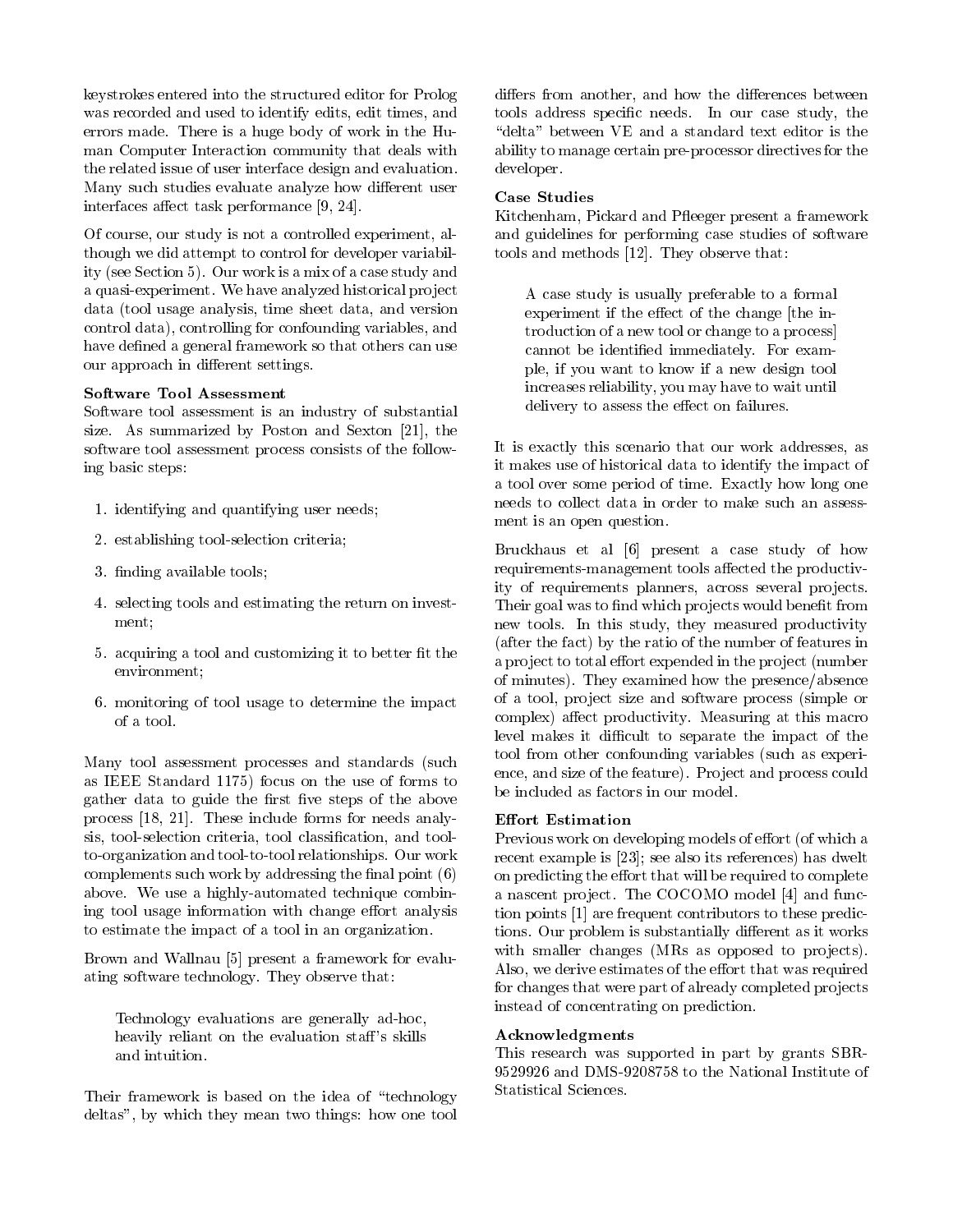keystrokes entered into the structured editor for Prolog was recorded and used to identify edits, edit times, and errors made. There is a huge body of work in the Human Computer Interaction community that deals with the related issue of user interface design and evaluation. Many such studies evaluate analyze how different user interfaces affect task performance [9, 24].

Of course, our study is not a controlled experiment, although we did attempt to control for developer variability (see Section 5). Our work is a mix of a case study and a quasi-experiment. We have analyzed historical project data (tool usage analysis, time sheet data, and version control data), controlling for confounding variables, and have defined a general framework so that others can use our approach in different settings.

**Software Tool Assessment**
Software tool assessment is an industry of substantial size. As summarized by Poston and Sexton [21], the software tool assessment process consists of the following basic steps:

1. identifying and quantifying user needs;
2. establishing tool-selection criteria;
3. finding available tools;
4. selecting tools and estimating the return on investment;
5. acquiring a tool and customizing it to better fit the environment;
6. monitoring of tool usage to determine the impact of a tool.

Many tool assessment processes and standards (such as IEEE Standard 1175) focus on the use of forms to gather data to guide the first five steps of the above process [18, 21]. These include forms for needs analysis, tool-selection criteria, tool classification, and tool-to-organization and tool-to-tool relationships. Our work complements such work by addressing the final point (6) above. We use a highly-automated technique combining tool usage information with change effort analysis to estimate the impact of a tool in an organization.

Brown and Wallnau [5] present a framework for evaluating software technology. They observe that:

> Technology evaluations are generally ad-hoc, heavily reliant on the evaluation staff's skills and intuition.

Their framework is based on the idea of "technology deltas", by which they mean two things: how one tool differs from another, and how the differences between tools address specific needs. In our case study, the "delta" between VE and a standard text editor is the ability to manage certain pre-processor directives for the developer.

**Case Studies**
Kitchenham, Pickard and Pfleeger present a framework and guidelines for performing case studies of software tools and methods [12]. They observe that:

> A case study is usually preferable to a formal experiment if the effect of the change [the introduction of a new tool or change to a process] cannot be identified immediately. For example, if you want to know if a new design tool increases reliability, you may have to wait until delivery to assess the effect on failures.

It is exactly this scenario that our work addresses, as it makes use of historical data to identify the impact of a tool over some period of time. Exactly how long one needs to collect data in order to make such an assessment is an open question.

Bruckhaus et al [6] present a case study of how requirements-management tools affected the productivity of requirements planners, across several projects. Their goal was to find which projects would benefit from new tools. In this study, they measured productivity (after the fact) by the ratio of the number of features in a project to total effort expended in the project (number of minutes). They examined how the presence/absence of a tool, project size and software process (simple or complex) affect productivity. Measuring at this macro level makes it difficult to separate the impact of the tool from other confounding variables (such as experience, and size of the feature). Project and process could be included as factors in our model.

**Effort Estimation**
Previous work on developing models of effort (of which a recent example is [23]; see also its references) has dwelt on predicting the effort that will be required to complete a nascent project. The COCOMO model [4] and function points [1] are frequent contributors to these predictions. Our problem is substantially different as it works with smaller changes (MRs as opposed to projects). Also, we derive estimates of the effort that was required for changes that were part of already completed projects instead of concentrating on prediction.

**Acknowledgments**
This research was supported in part by grants SBR-9529926 and DMS-9208758 to the National Institute of Statistical Sciences.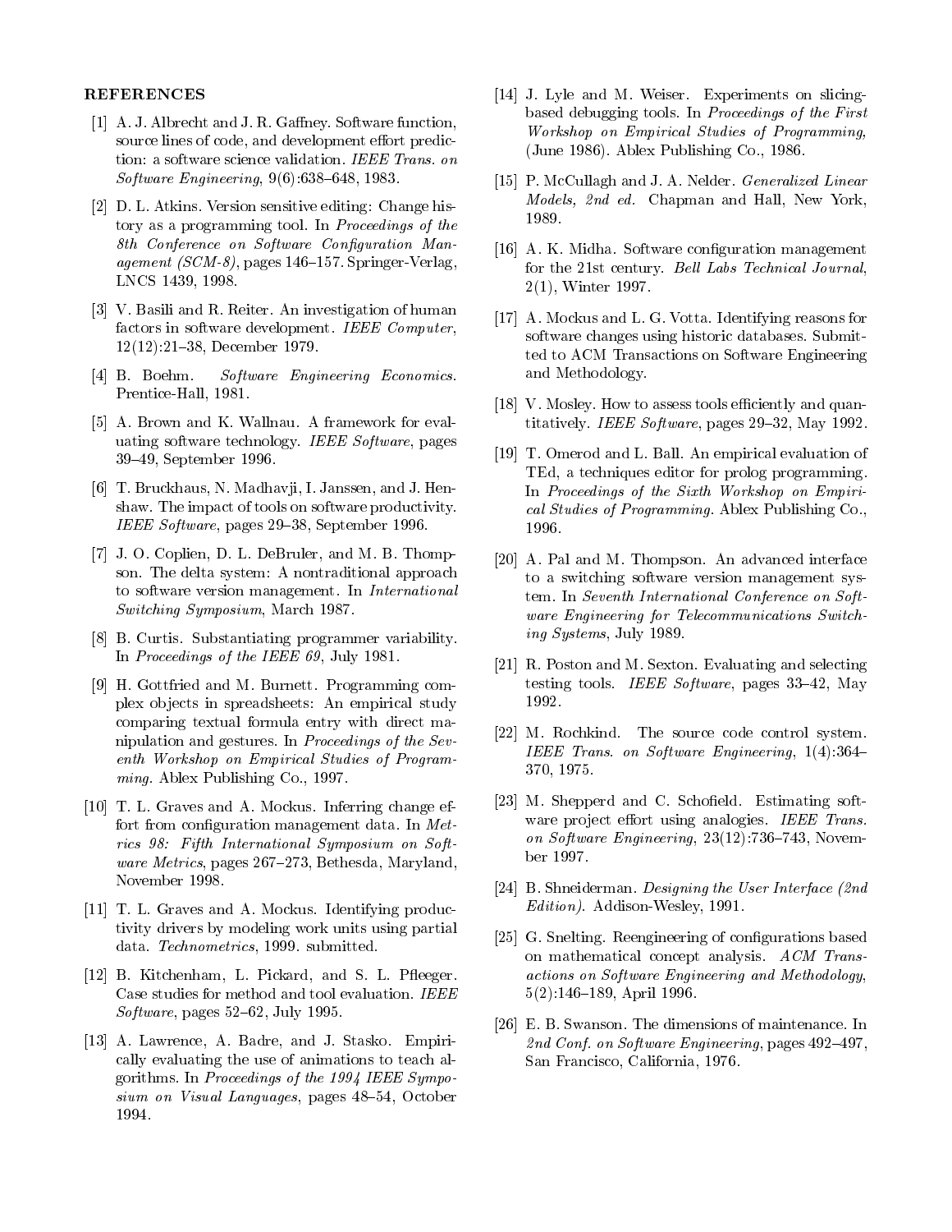## REFERENCES

[1] A. J. Albrecht and J. R. Gaffney. Software function, source lines of code, and development effort prediction: a software science validation. *IEEE Trans. on Software Engineering*, 9(6):638–648, 1983.

[2] D. L. Atkins. Version sensitive editing: Change history as a programming tool. In *Proceedings of the 8th Conference on Software Configuration Management (SCM-8)*, pages 146–157. Springer-Verlag, LNCS 1439, 1998.

[3] V. Basili and R. Reiter. An investigation of human factors in software development. *IEEE Computer*, 12(12):21–38, December 1979.

[4] B. Boehm. *Software Engineering Economics.* Prentice-Hall, 1981.

[5] A. Brown and K. Wallnau. A framework for evaluating software technology. *IEEE Software*, pages 39–49, September 1996.

[6] T. Bruckhaus, N. Madhavji, I. Janssen, and J. Henshaw. The impact of tools on software productivity. *IEEE Software*, pages 29–38, September 1996.

[7] J. O. Coplien, D. L. DeBruler, and M. B. Thompson. The delta system: A nontraditional approach to software version management. In *International Switching Symposium*, March 1987.

[8] B. Curtis. Substantiating programmer variability. In *Proceedings of the IEEE 69*, July 1981.

[9] H. Gottfried and M. Burnett. Programming complex objects in spreadsheets: An empirical study comparing textual formula entry with direct manipulation and gestures. In *Proceedings of the Seventh Workshop on Empirical Studies of Programming.* Ablex Publishing Co., 1997.

[10] T. L. Graves and A. Mockus. Inferring change effort from configuration management data. In *Metrics 98: Fifth International Symposium on Software Metrics*, pages 267–273, Bethesda, Maryland, November 1998.

[11] T. L. Graves and A. Mockus. Identifying productivity drivers by modeling work units using partial data. *Technometrics*, 1999. submitted.

[12] B. Kitchenham, L. Pickard, and S. L. Pfleeger. Case studies for method and tool evaluation. *IEEE Software*, pages 52–62, July 1995.

[13] A. Lawrence, A. Badre, and J. Stasko. Empirically evaluating the use of animations to teach algorithms. In *Proceedings of the 1994 IEEE Symposium on Visual Languages*, pages 48–54, October 1994.

[14] J. Lyle and M. Weiser. Experiments on slicing-based debugging tools. In *Proceedings of the First Workshop on Empirical Studies of Programming*, (June 1986). Ablex Publishing Co., 1986.

[15] P. McCullagh and J. A. Nelder. *Generalized Linear Models, 2nd ed.* Chapman and Hall, New York, 1989.

[16] A. K. Midha. Software configuration management for the 21st century. *Bell Labs Technical Journal*, 2(1), Winter 1997.

[17] A. Mockus and L. G. Votta. Identifying reasons for software changes using historic databases. Submitted to ACM Transactions on Software Engineering and Methodology.

[18] V. Mosley. How to assess tools efficiently and quantitatively. *IEEE Software*, pages 29–32, May 1992.

[19] T. Omerod and L. Ball. An empirical evaluation of TEd, a techniques editor for prolog programming. In *Proceedings of the Sixth Workshop on Empirical Studies of Programming.* Ablex Publishing Co., 1996.

[20] A. Pal and M. Thompson. An advanced interface to a switching software version management system. In *Seventh International Conference on Software Engineering for Telecommunications Switching Systems*, July 1989.

[21] R. Poston and M. Sexton. Evaluating and selecting testing tools. *IEEE Software*, pages 33–42, May 1992.

[22] M. Rochkind. The source code control system. *IEEE Trans. on Software Engineering*, 1(4):364–370, 1975.

[23] M. Shepperd and C. Schofield. Estimating software project effort using analogies. *IEEE Trans. on Software Engineering*, 23(12):736–743, November 1997.

[24] B. Shneiderman. *Designing the User Interface (2nd Edition).* Addison-Wesley, 1991.

[25] G. Snelting. Reengineering of configurations based on mathematical concept analysis. *ACM Transactions on Software Engineering and Methodology*, 5(2):146–189, April 1996.

[26] E. B. Swanson. The dimensions of maintenance. In *2nd Conf. on Software Engineering*, pages 492–497, San Francisco, California, 1976.